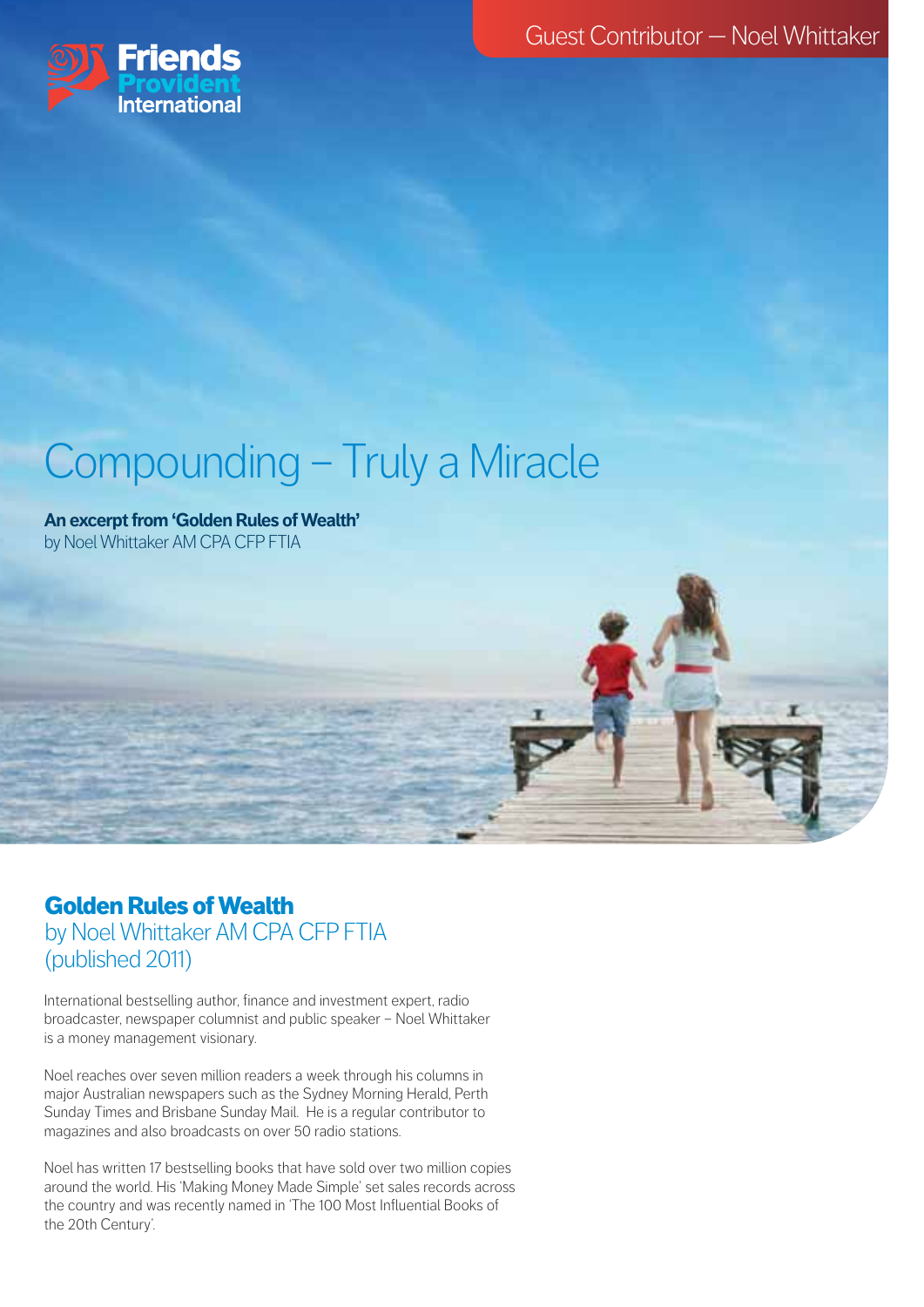Friends Provident International

Guest Contributor — Noel Whittaker

# Compounding – Truly a Miracle

**An excerpt from 'Golden Rules of Wealth'**
by Noel Whittaker AM CPA CFP FTIA

## Golden Rules of Wealth
by Noel Whittaker AM CPA CFP FTIA
(published 2011)

International bestselling author, finance and investment expert, radio broadcaster, newspaper columnist and public speaker – Noel Whittaker is a money management visionary.

Noel reaches over seven million readers a week through his columns in major Australian newspapers such as the Sydney Morning Herald, Perth Sunday Times and Brisbane Sunday Mail. He is a regular contributor to magazines and also broadcasts on over 50 radio stations.

Noel has written 17 bestselling books that have sold over two million copies around the world. His 'Making Money Made Simple' set sales records across the country and was recently named in 'The 100 Most Influential Books of the 20th Century'.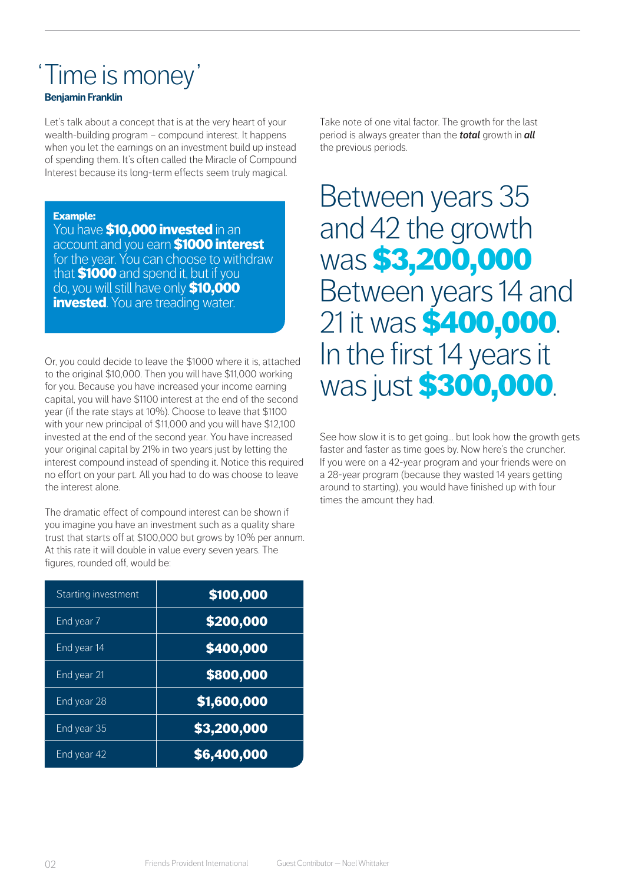# 'Time is money'

**Benjamin Franklin**

Let's talk about a concept that is at the very heart of your wealth-building program – compound interest. It happens when you let the earnings on an investment build up instead of spending them. It's often called the Miracle of Compound Interest because its long-term effects seem truly magical.

> **Example:**
> You have **$10,000 invested** in an account and you earn **$1000 interest** for the year. You can choose to withdraw that **$1000** and spend it, but if you do, you will still have only **$10,000 invested**. You are treading water.

Or, you could decide to leave the $1000 where it is, attached to the original $10,000. Then you will have $11,000 working for you. Because you have increased your income earning capital, you will have $1100 interest at the end of the second year (if the rate stays at 10%). Choose to leave that $1100 with your new principal of $11,000 and you will have $12,100 invested at the end of the second year. You have increased your original capital by 21% in two years just by letting the interest compound instead of spending it. Notice this required no effort on your part. All you had to do was choose to leave the interest alone.

The dramatic effect of compound interest can be shown if you imagine you have an investment such as a quality share trust that starts off at $100,000 but grows by 10% per annum. At this rate it will double in value every seven years. The figures, rounded off, would be:

| Starting investment | $100,000 |
|---|---|
| End year 7 | $200,000 |
| End year 14 | $400,000 |
| End year 21 | $800,000 |
| End year 28 | $1,600,000 |
| End year 35 | $3,200,000 |
| End year 42 | $6,400,000 |

Take note of one vital factor. The growth for the last period is always greater than the ***total*** growth in ***all*** the previous periods.

## Between years 35 and 42 the growth was **$3,200,000** Between years 14 and 21 it was **$400,000**. In the first 14 years it was just **$300,000**.

See how slow it is to get going... but look how the growth gets faster and faster as time goes by. Now here's the cruncher. If you were on a 42-year program and your friends were on a 28-year program (because they wasted 14 years getting around to starting), you would have finished up with four times the amount they had.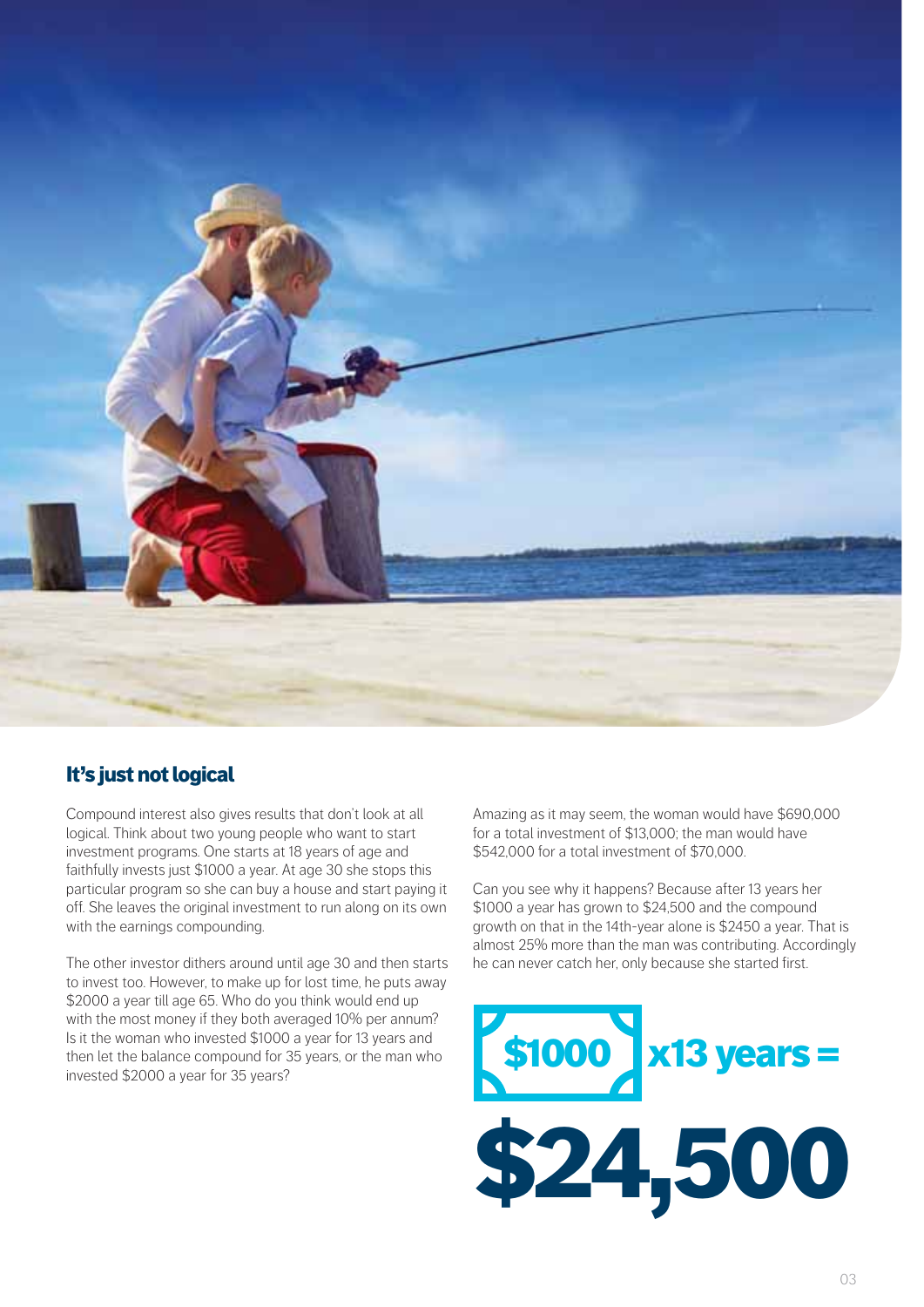## It's just not logical

Compound interest also gives results that don't look at all logical. Think about two young people who want to start investment programs. One starts at 18 years of age and faithfully invests just $1000 a year. At age 30 she stops this particular program so she can buy a house and start paying it off. She leaves the original investment to run along on its own with the earnings compounding.

The other investor dithers around until age 30 and then starts to invest too. However, to make up for lost time, he puts away $2000 a year till age 65. Who do you think would end up with the most money if they both averaged 10% per annum? Is it the woman who invested $1000 a year for 13 years and then let the balance compound for 35 years, or the man who invested $2000 a year for 35 years?

Amazing as it may seem, the woman would have $690,000 for a total investment of $13,000; the man would have $542,000 for a total investment of $70,000.

Can you see why it happens? Because after 13 years her $1000 a year has grown to $24,500 and the compound growth on that in the 14th-year alone is $2450 a year. That is almost 25% more than the man was contributing. Accordingly he can never catch her, only because she started first.

**$1000 x13 years =**

**$24,500**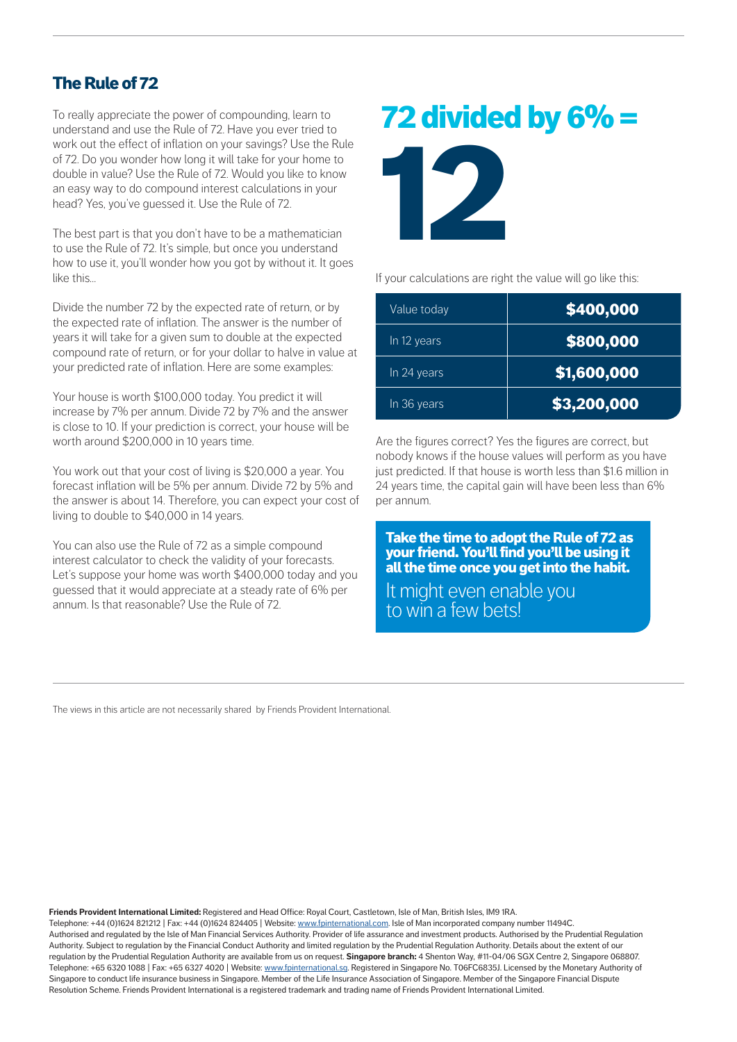## The Rule of 72

To really appreciate the power of compounding, learn to understand and use the Rule of 72. Have you ever tried to work out the effect of inflation on your savings? Use the Rule of 72. Do you wonder how long it will take for your home to double in value? Use the Rule of 72. Would you like to know an easy way to do compound interest calculations in your head? Yes, you've guessed it. Use the Rule of 72.

The best part is that you don't have to be a mathematician to use the Rule of 72. It's simple, but once you understand how to use it, you'll wonder how you got by without it. It goes like this...

Divide the number 72 by the expected rate of return, or by the expected rate of inflation. The answer is the number of years it will take for a given sum to double at the expected compound rate of return, or for your dollar to halve in value at your predicted rate of inflation. Here are some examples:

Your house is worth $100,000 today. You predict it will increase by 7% per annum. Divide 72 by 7% and the answer is close to 10. If your prediction is correct, your house will be worth around $200,000 in 10 years time.

You work out that your cost of living is $20,000 a year. You forecast inflation will be 5% per annum. Divide 72 by 5% and the answer is about 14. Therefore, you can expect your cost of living to double to $40,000 in 14 years.

You can also use the Rule of 72 as a simple compound interest calculator to check the validity of your forecasts. Let's suppose your home was worth $400,000 today and you guessed that it would appreciate at a steady rate of 6% per annum. Is that reasonable? Use the Rule of 72.

# 72 divided by 6% =

# 12

If your calculations are right the value will go like this:

| | |
|---|---|
| Value today | **$400,000** |
| In 12 years | **$800,000** |
| In 24 years | **$1,600,000** |
| In 36 years | **$3,200,000** |

Are the figures correct? Yes the figures are correct, but nobody knows if the house values will perform as you have just predicted. If that house is worth less than $1.6 million in 24 years time, the capital gain will have been less than 6% per annum.

**Take the time to adopt the Rule of 72 as your friend. You'll find you'll be using it all the time once you get into the habit.**

It might even enable you to win a few bets!

The views in this article are not necessarily shared by Friends Provident International.

**Friends Provident International Limited:** Registered and Head Office: Royal Court, Castletown, Isle of Man, British Isles, IM9 1RA. Telephone: +44 (0)1624 821212 | Fax: +44 (0)1624 824405 | Website: www.fpinternational.com. Isle of Man incorporated company number 11494C. Authorised and regulated by the Isle of Man Financial Services Authority. Provider of life assurance and investment products. Authorised by the Prudential Regulation Authority. Subject to regulation by the Financial Conduct Authority and limited regulation by the Prudential Regulation Authority. Details about the extent of our regulation by the Prudential Regulation Authority are available from us on request. **Singapore branch:** 4 Shenton Way, #11-04/06 SGX Centre 2, Singapore 068807. Telephone: +65 6320 1088 | Fax: +65 6327 4020 | Website: www.fpinternational.sg. Registered in Singapore No. T06FC6835J. Licensed by the Monetary Authority of Singapore to conduct life insurance business in Singapore. Member of the Life Insurance Association of Singapore. Member of the Singapore Financial Dispute Resolution Scheme. Friends Provident International is a registered trademark and trading name of Friends Provident International Limited.